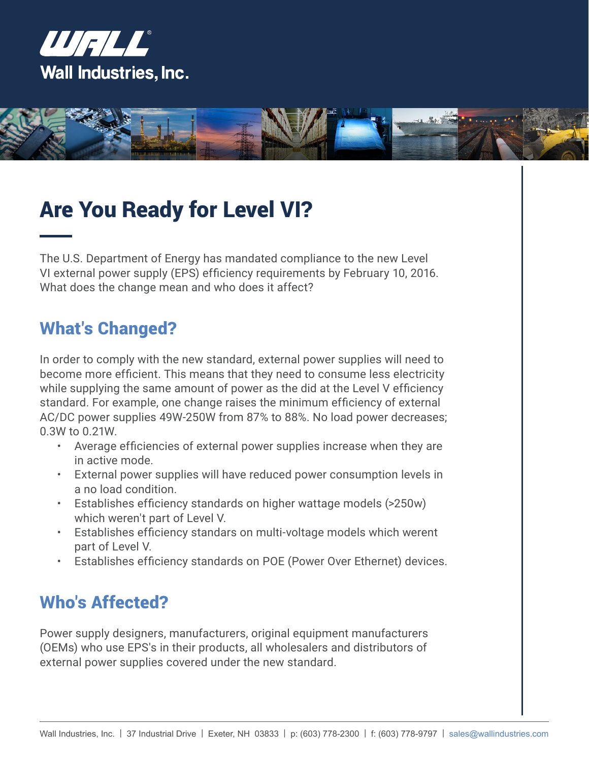Wall Industries, Inc.

# Are You Ready for Level VI?

The U.S. Department of Energy has mandated compliance to the new Level VI external power supply (EPS) efficiency requirements by February 10, 2016. What does the change mean and who does it affect?

## What's Changed?

In order to comply with the new standard, external power supplies will need to become more efficient. This means that they need to consume less electricity while supplying the same amount of power as the did at the Level V efficiency standard. For example, one change raises the minimum efficiency of external AC/DC power supplies 49W-250W from 87% to 88%. No load power decreases; 0.3W to 0.21W.

- Average efficiencies of external power supplies increase when they are in active mode.
- External power supplies will have reduced power consumption levels in a no load condition.
- Establishes efficiency standards on higher wattage models (>250w) which weren't part of Level V.
- Establishes efficiency standars on multi-voltage models which werent part of Level V.
- Establishes efficiency standards on POE (Power Over Ethernet) devices.

## Who's Affected?

Power supply designers, manufacturers, original equipment manufacturers (OEMs) who use EPS's in their products, all wholesalers and distributors of external power supplies covered under the new standard.

Wall Industries, Inc. | 37 Industrial Drive | Exeter, NH 03833 | p: (603) 778-2300 | f: (603) 778-9797 | sales@wallindustries.com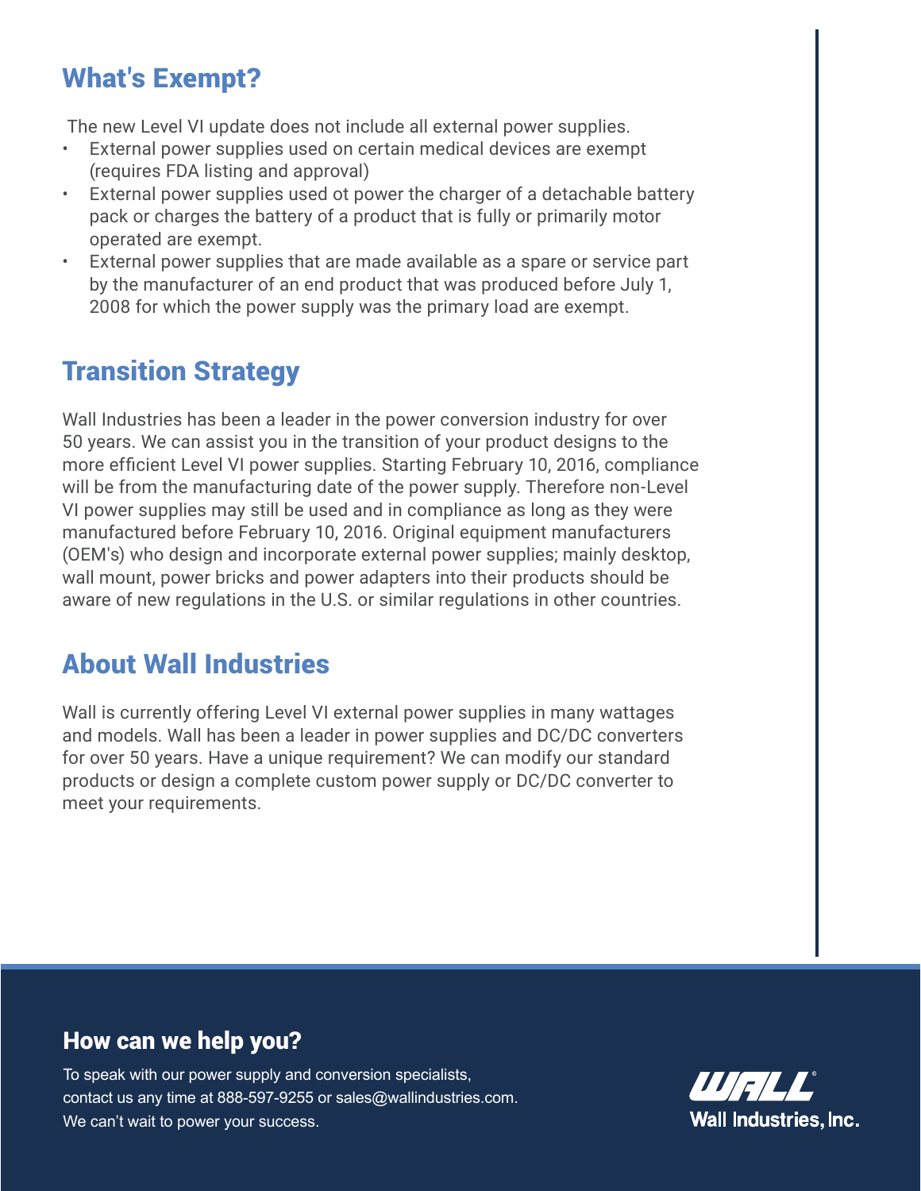## What's Exempt?

The new Level VI update does not include all external power supplies.

- External power supplies used on certain medical devices are exempt (requires FDA listing and approval)
- External power supplies used ot power the charger of a detachable battery pack or charges the battery of a product that is fully or primarily motor operated are exempt.
- External power supplies that are made available as a spare or service part by the manufacturer of an end product that was produced before July 1, 2008 for which the power supply was the primary load are exempt.

## Transition Strategy

Wall Industries has been a leader in the power conversion industry for over 50 years. We can assist you in the transition of your product designs to the more efficient Level VI power supplies. Starting February 10, 2016, compliance will be from the manufacturing date of the power supply. Therefore non-Level VI power supplies may still be used and in compliance as long as they were manufactured before February 10, 2016. Original equipment manufacturers (OEM's) who design and incorporate external power supplies; mainly desktop, wall mount, power bricks and power adapters into their products should be aware of new regulations in the U.S. or similar regulations in other countries.

## About Wall Industries

Wall is currently offering Level VI external power supplies in many wattages and models. Wall has been a leader in power supplies and DC/DC converters for over 50 years. Have a unique requirement? We can modify our standard products or design a complete custom power supply or DC/DC converter to meet your requirements.

## How can we help you?

To speak with our power supply and conversion specialists, contact us any time at 888-597-9255 or sales@wallindustries.com. We can't wait to power your success.

WALL®
Wall Industries, Inc.